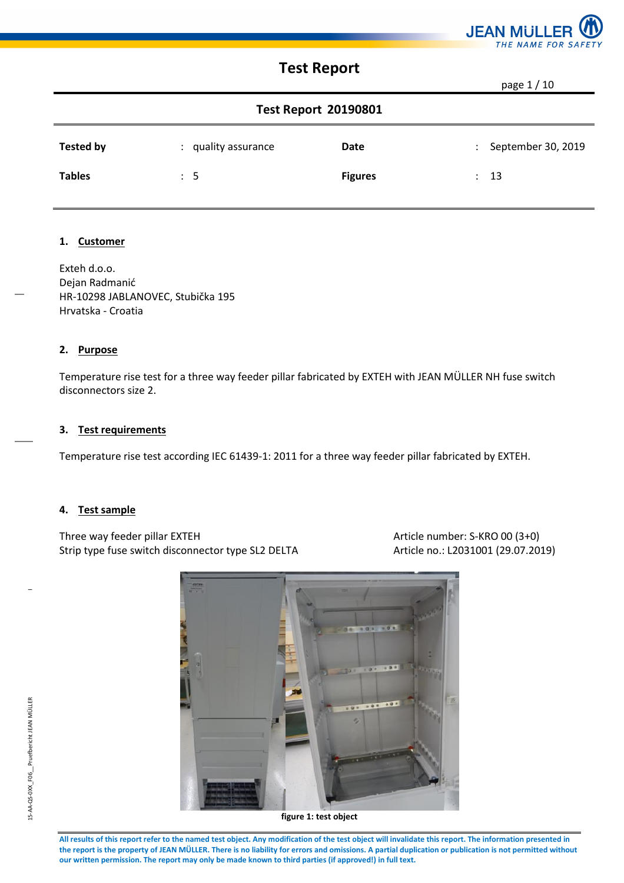# Test Report

## Test Report 20190801

| Tested by | : quality assurance | Date | : September 30, 2019 |
|---|---|---|---|
| Tables | : 5 | Figures | : 13 |

### 1. Customer

Exteh d.o.o.
Dejan Radmanić
HR-10298 JABLANOVEC, Stubička 195
Hrvatska - Croatia

### 2. Purpose

Temperature rise test for a three way feeder pillar fabricated by EXTEH with JEAN MÜLLER NH fuse switch disconnectors size 2.

### 3. Test requirements

Temperature rise test according IEC 61439-1: 2011 for a three way feeder pillar fabricated by EXTEH.

### 4. Test sample

Three way feeder pillar EXTEH — Article number: S-KRO 00 (3+0)
Strip type fuse switch disconnector type SL2 DELTA — Article no.: L2031001 (29.07.2019)

**figure 1: test object**

**All results of this report refer to the named test object. Any modification of the test object will invalidate this report. The information presented in the report is the property of JEAN MÜLLER. There is no liability for errors and omissions. A partial duplication or publication is not permitted without our written permission. The report may only be made known to third parties (if approved!) in full text.**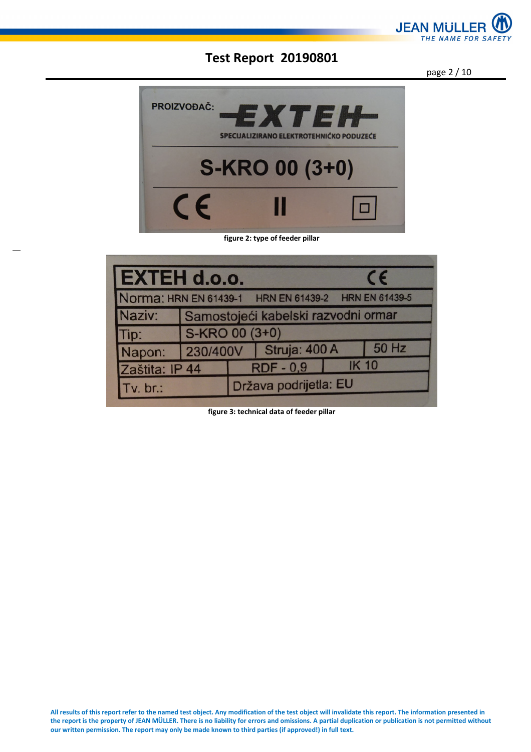PROIZVOĐAČ: EXTEH

SPECIJALIZIRANO ELEKTROTEHNIČKO PODUZEĆE

S-KRO 00 (3+0)

CE II ▢

figure 2: type of feeder pillar

| EXTEH d.o.o. | | | CE |
|---|---|---|---|
| Norma: HRN EN 61439-1 | HRN EN 61439-2 | HRN EN 61439-5 | |
| Naziv: | Samostojeći kabelski razvodni ormar | | |
| Tip: | S-KRO 00 (3+0) | | |
| Napon: | 230/400V | Struja: 400 A | 50 Hz |
| Zaštita: IP 44 | RDF - 0,9 | IK 10 | |
| Tv. br.: | Država podrijetla: EU | | |

figure 3: technical data of feeder pillar

**All results of this report refer to the named test object. Any modification of the test object will invalidate this report. The information presented in the report is the property of JEAN MÜLLER. There is no liability for errors and omissions. A partial duplication or publication is not permitted without our written permission. The report may only be made known to third parties (if approved!) in full text.**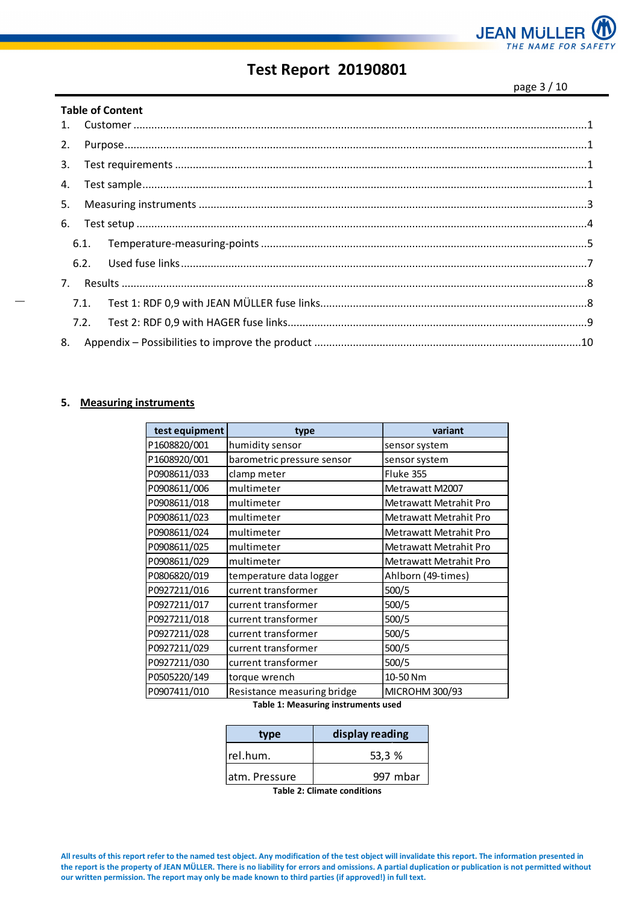## Table of Content

1. Customer ....................................................................................................1
2. Purpose ....................................................................................................1
3. Test requirements ....................................................................................................1
4. Test sample ....................................................................................................1
5. Measuring instruments ....................................................................................................3
6. Test setup ....................................................................................................4
   - 6.1. Temperature-measuring-points ....................................................................................................5
   - 6.2. Used fuse links ....................................................................................................7
7. Results ....................................................................................................8
   - 7.1. Test 1: RDF 0,9 with JEAN MÜLLER fuse links ....................................................................................................8
   - 7.2. Test 2: RDF 0,9 with HAGER fuse links ....................................................................................................9
8. Appendix – Possibilities to improve the product ....................................................................................................10

## 5. Measuring instruments

| test equipment | type | variant |
|---|---|---|
| P1608820/001 | humidity sensor | sensor system |
| P1608920/001 | barometric pressure sensor | sensor system |
| P0908611/033 | clamp meter | Fluke 355 |
| P0908611/006 | multimeter | Metrawatt M2007 |
| P0908611/018 | multimeter | Metrawatt Metrahit Pro |
| P0908611/023 | multimeter | Metrawatt Metrahit Pro |
| P0908611/024 | multimeter | Metrawatt Metrahit Pro |
| P0908611/025 | multimeter | Metrawatt Metrahit Pro |
| P0908611/029 | multimeter | Metrawatt Metrahit Pro |
| P0806820/019 | temperature data logger | Ahlborn (49-times) |
| P0927211/016 | current transformer | 500/5 |
| P0927211/017 | current transformer | 500/5 |
| P0927211/018 | current transformer | 500/5 |
| P0927211/028 | current transformer | 500/5 |
| P0927211/029 | current transformer | 500/5 |
| P0927211/030 | current transformer | 500/5 |
| P0505220/149 | torque wrench | 10-50 Nm |
| P0907411/010 | Resistance measuring bridge | MICROHM 300/93 |

**Table 1: Measuring instruments used**

| type | display reading |
|---|---|
| rel.hum. | 53,3 % |
| atm. Pressure | 997 mbar |

**Table 2: Climate conditions**

**All results of this report refer to the named test object. Any modification of the test object will invalidate this report. The information presented in the report is the property of JEAN MÜLLER. There is no liability for errors and omissions. A partial duplication or publication is not permitted without our written permission. The report may only be made known to third parties (if approved!) in full text.**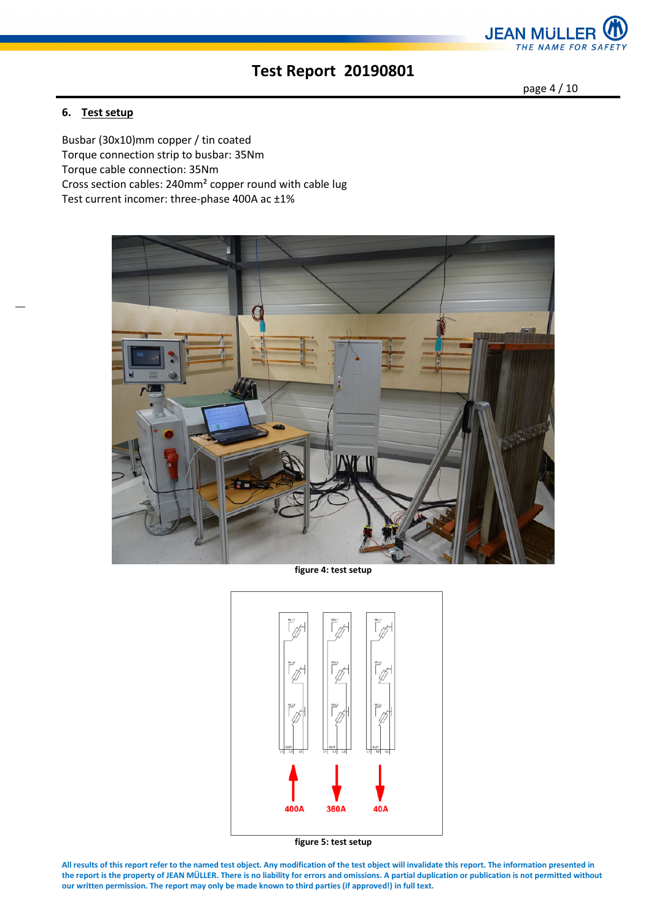## 6. Test setup

Busbar (30x10)mm copper / tin coated
Torque connection strip to busbar: 35Nm
Torque cable connection: 35Nm
Cross section cables: 240mm² copper round with cable lug
Test current incomer: three-phase 400A ac ±1%

figure 4: test setup

figure 5: test setup

**All results of this report refer to the named test object. Any modification of the test object will invalidate this report. The information presented in the report is the property of JEAN MÜLLER. There is no liability for errors and omissions. A partial duplication or publication is not permitted without our written permission. The report may only be made known to third parties (if approved!) in full text.**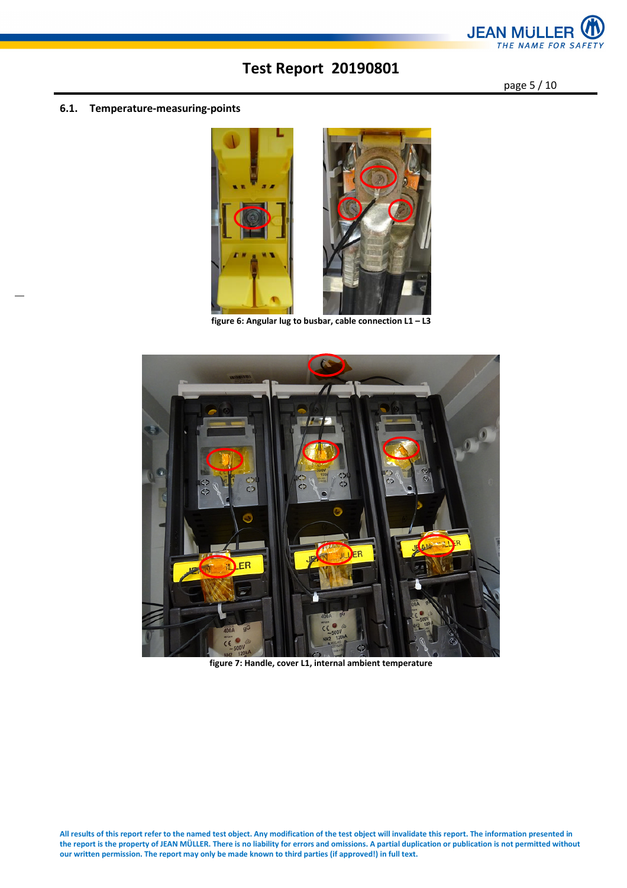## 6.1. Temperature-measuring-points

figure 6: Angular lug to busbar, cable connection L1 – L3

figure 7: Handle, cover L1, internal ambient temperature

All results of this report refer to the named test object. Any modification of the test object will invalidate this report. The information presented in the report is the property of JEAN MÜLLER. There is no liability for errors and omissions. A partial duplication or publication is not permitted without our written permission. The report may only be made known to third parties (if approved!) in full text.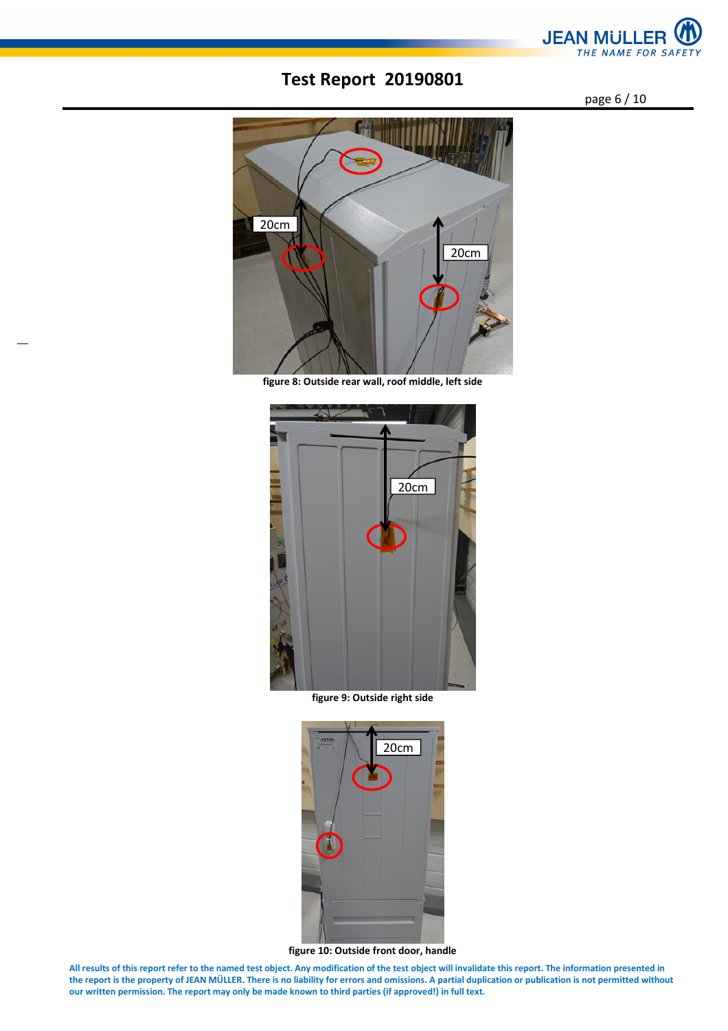figure 8: Outside rear wall, roof middle, left side

figure 9: Outside right side

figure 10: Outside front door, handle

**All results of this report refer to the named test object. Any modification of the test object will invalidate this report. The information presented in the report is the property of JEAN MÜLLER. There is no liability for errors and omissions. A partial duplication or publication is not permitted without our written permission. The report may only be made known to third parties (if approved!) in full text.**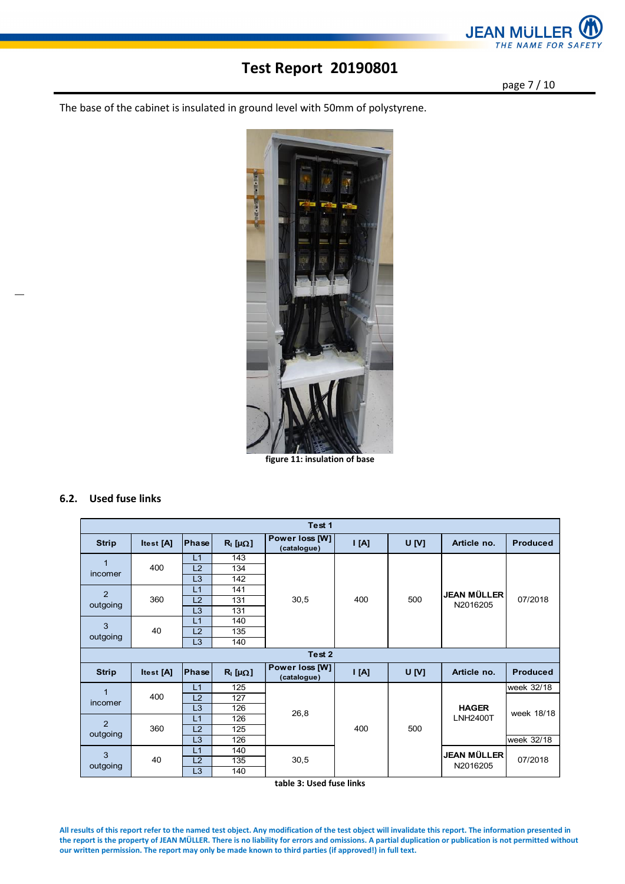The base of the cabinet is insulated in ground level with 50mm of polystyrene.

figure 11: insulation of base

## 6.2. Used fuse links

| Test 1 | | | | | | | | |
|---|---|---|---|---|---|---|---|---|
| **Strip** | **Itest [A]** | **Phase** | **$R_i$ [μΩ]** | **Power loss [W] (catalogue)** | **I [A]** | **U [V]** | **Article no.** | **Produced** |
| 1 incomer | 400 | L1 | 143 | 30,5 | 400 | 500 | **JEAN MÜLLER** N2016205 | 07/2018 |
| | | L2 | 134 | | | | | |
| | | L3 | 142 | | | | | |
| 2 outgoing | 360 | L1 | 141 | | | | | |
| | | L2 | 131 | | | | | |
| | | L3 | 131 | | | | | |
| 3 outgoing | 40 | L1 | 140 | | | | | |
| | | L2 | 135 | | | | | |
| | | L3 | 140 | | | | | |
| **Test 2** | | | | | | | | |
| **Strip** | **Itest [A]** | **Phase** | **$R_i$ [μΩ]** | **Power loss [W] (catalogue)** | **I [A]** | **U [V]** | **Article no.** | **Produced** |
| 1 incomer | 400 | L1 | 125 | 26,8 | 400 | 500 | **HAGER** LNH2400T | week 32/18 |
| | | L2 | 127 | | | | | week 18/18 |
| | | L3 | 126 | | | | | |
| 2 outgoing | 360 | L1 | 126 | | | | | |
| | | L2 | 125 | | | | | |
| | | L3 | 126 | | | | | week 32/18 |
| 3 outgoing | 40 | L1 | 140 | 30,5 | | | **JEAN MÜLLER** N2016205 | 07/2018 |
| | | L2 | 135 | | | | | |
| | | L3 | 140 | | | | | |

table 3: Used fuse links

**All results of this report refer to the named test object. Any modification of the test object will invalidate this report. The information presented in the report is the property of JEAN MÜLLER. There is no liability for errors and omissions. A partial duplication or publication is not permitted without our written permission. The report may only be made known to third parties (if approved!) in full text.**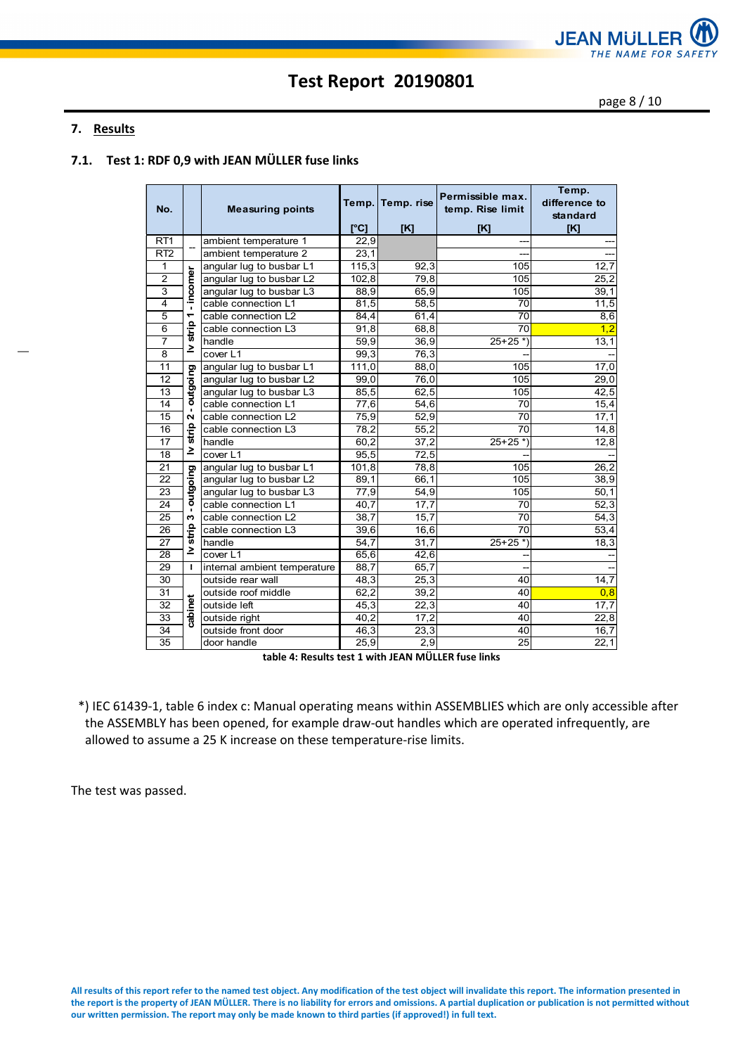## 7. Results

### 7.1. Test 1: RDF 0,9 with JEAN MÜLLER fuse links

| No. | | Measuring points | Temp. [°C] | Temp. rise [K] | Permissible max. temp. Rise limit [K] | Temp. difference to standard [K] |
|---|---|---|---|---|---|---|
| RT1 | -- | ambient temperature 1 | 22,9 | | --- | --- |
| RT2 | -- | ambient temperature 2 | 23,1 | | --- | --- |
| 1 | lv strip 1 - incomer | angular lug to busbar L1 | 115,3 | 92,3 | 105 | 12,7 |
| 2 | lv strip 1 - incomer | angular lug to busbar L2 | 102,8 | 79,8 | 105 | 25,2 |
| 3 | lv strip 1 - incomer | angular lug to busbar L3 | 88,9 | 65,9 | 105 | 39,1 |
| 4 | lv strip 1 - incomer | cable connection L1 | 81,5 | 58,5 | 70 | 11,5 |
| 5 | lv strip 1 - incomer | cable connection L2 | 84,4 | 61,4 | 70 | 8,6 |
| 6 | lv strip 1 - incomer | cable connection L3 | 91,8 | 68,8 | 70 | 1,2 |
| 7 | lv strip 1 - incomer | handle | 59,9 | 36,9 | 25+25 *) | 13,1 |
| 8 | lv strip 1 - incomer | cover L1 | 99,3 | 76,3 | -- | -- |
| 11 | lv strip 2 - outgoing | angular lug to busbar L1 | 111,0 | 88,0 | 105 | 17,0 |
| 12 | lv strip 2 - outgoing | angular lug to busbar L2 | 99,0 | 76,0 | 105 | 29,0 |
| 13 | lv strip 2 - outgoing | angular lug to busbar L3 | 85,5 | 62,5 | 105 | 42,5 |
| 14 | lv strip 2 - outgoing | cable connection L1 | 77,6 | 54,6 | 70 | 15,4 |
| 15 | lv strip 2 - outgoing | cable connection L2 | 75,9 | 52,9 | 70 | 17,1 |
| 16 | lv strip 2 - outgoing | cable connection L3 | 78,2 | 55,2 | 70 | 14,8 |
| 17 | lv strip 2 - outgoing | handle | 60,2 | 37,2 | 25+25 *) | 12,8 |
| 18 | lv strip 2 - outgoing | cover L1 | 95,5 | 72,5 | -- | -- |
| 21 | lv strip 3 - outgoing | angular lug to busbar L1 | 101,8 | 78,8 | 105 | 26,2 |
| 22 | lv strip 3 - outgoing | angular lug to busbar L2 | 89,1 | 66,1 | 105 | 38,9 |
| 23 | lv strip 3 - outgoing | angular lug to busbar L3 | 77,9 | 54,9 | 105 | 50,1 |
| 24 | lv strip 3 - outgoing | cable connection L1 | 40,7 | 17,7 | 70 | 52,3 |
| 25 | lv strip 3 - outgoing | cable connection L2 | 38,7 | 15,7 | 70 | 54,3 |
| 26 | lv strip 3 - outgoing | cable connection L3 | 39,6 | 16,6 | 70 | 53,4 |
| 27 | lv strip 3 - outgoing | handle | 54,7 | 31,7 | 25+25 *) | 18,3 |
| 28 | lv strip 3 - outgoing | cover L1 | 65,6 | 42,6 | -- | -- |
| 29 | I | internal ambient temperature | 88,7 | 65,7 | -- | -- |
| 30 | cabinet | outside rear wall | 48,3 | 25,3 | 40 | 14,7 |
| 31 | cabinet | outside roof middle | 62,2 | 39,2 | 40 | 0,8 |
| 32 | cabinet | outside left | 45,3 | 22,3 | 40 | 17,7 |
| 33 | cabinet | outside right | 40,2 | 17,2 | 40 | 22,8 |
| 34 | cabinet | outside front door | 46,3 | 23,3 | 40 | 16,7 |
| 35 | cabinet | door handle | 25,9 | 2,9 | 25 | 22,1 |

**table 4: Results test 1 with JEAN MÜLLER fuse links**

*) IEC 61439-1, table 6 index c: Manual operating means within ASSEMBLIES which are only accessible after the ASSEMBLY has been opened, for example draw-out handles which are operated infrequently, are allowed to assume a 25 K increase on these temperature-rise limits.

The test was passed.

All results of this report refer to the named test object. Any modification of the test object will invalidate this report. The information presented in the report is the property of JEAN MÜLLER. There is no liability for errors and omissions. A partial duplication or publication is not permitted without our written permission. The report may only be made known to third parties (if approved!) in full text.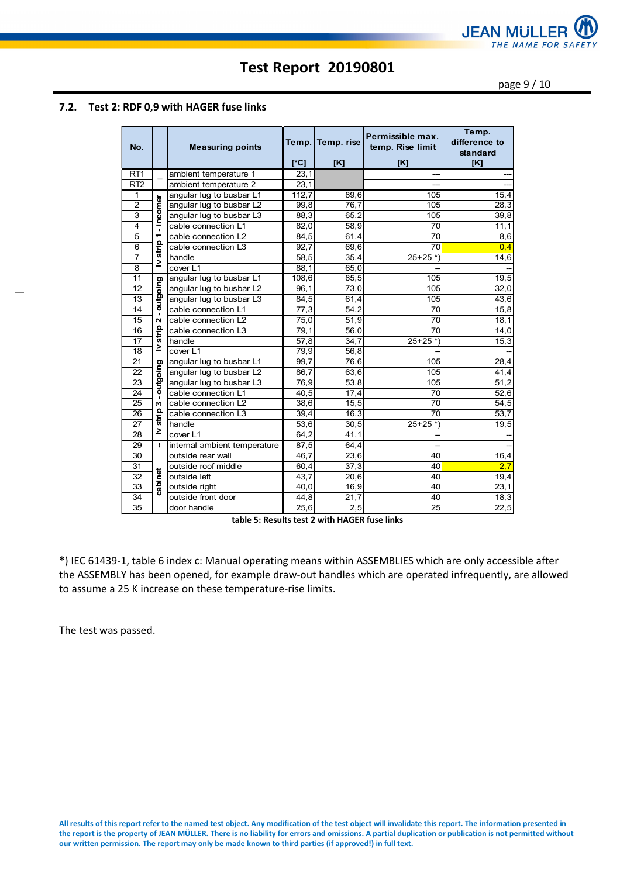# Test Report 20190801

## 7.2. Test 2: RDF 0,9 with HAGER fuse links

| No. | | Measuring points | Temp. [°C] | Temp. rise [K] | Permissible max. temp. Rise limit [K] | Temp. difference to standard [K] |
|---|---|---|---|---|---|---|
| RT1 | -- | ambient temperature 1 | 23,1 | | --- | --- |
| RT2 | | ambient temperature 2 | 23,1 | | --- | --- |
| 1 | lv strip 1 - incomer | angular lug to busbar L1 | 112,7 | 89,6 | 105 | 15,4 |
| 2 | | angular lug to busbar L2 | 99,8 | 76,7 | 105 | 28,3 |
| 3 | | angular lug to busbar L3 | 88,3 | 65,2 | 105 | 39,8 |
| 4 | | cable connection L1 | 82,0 | 58,9 | 70 | 11,1 |
| 5 | | cable connection L2 | 84,5 | 61,4 | 70 | 8,6 |
| 6 | | cable connection L3 | 92,7 | 69,6 | 70 | 0,4 |
| 7 | | handle | 58,5 | 35,4 | 25+25 *) | 14,6 |
| 8 | | cover L1 | 88,1 | 65,0 | -- | -- |
| 11 | lv strip 2 - outgoing | angular lug to busbar L1 | 108,6 | 85,5 | 105 | 19,5 |
| 12 | | angular lug to busbar L2 | 96,1 | 73,0 | 105 | 32,0 |
| 13 | | angular lug to busbar L3 | 84,5 | 61,4 | 105 | 43,6 |
| 14 | | cable connection L1 | 77,3 | 54,2 | 70 | 15,8 |
| 15 | | cable connection L2 | 75,0 | 51,9 | 70 | 18,1 |
| 16 | | cable connection L3 | 79,1 | 56,0 | 70 | 14,0 |
| 17 | | handle | 57,8 | 34,7 | 25+25 *) | 15,3 |
| 18 | | cover L1 | 79,9 | 56,8 | -- | -- |
| 21 | lv strip 3 - outgoing | angular lug to busbar L1 | 99,7 | 76,6 | 105 | 28,4 |
| 22 | | angular lug to busbar L2 | 86,7 | 63,6 | 105 | 41,4 |
| 23 | | angular lug to busbar L3 | 76,9 | 53,8 | 105 | 51,2 |
| 24 | | cable connection L1 | 40,5 | 17,4 | 70 | 52,6 |
| 25 | | cable connection L2 | 38,6 | 15,5 | 70 | 54,5 |
| 26 | | cable connection L3 | 39,4 | 16,3 | 70 | 53,7 |
| 27 | | handle | 53,6 | 30,5 | 25+25 *) | 19,5 |
| 28 | | cover L1 | 64,2 | 41,1 | -- | -- |
| 29 | I | internal ambient temperature | 87,5 | 64,4 | -- | -- |
| 30 | cabinet | outside rear wall | 46,7 | 23,6 | 40 | 16,4 |
| 31 | | outside roof middle | 60,4 | 37,3 | 40 | 2,7 |
| 32 | | outside left | 43,7 | 20,6 | 40 | 19,4 |
| 33 | | outside right | 40,0 | 16,9 | 40 | 23,1 |
| 34 | | outside front door | 44,8 | 21,7 | 40 | 18,3 |
| 35 | | door handle | 25,6 | 2,5 | 25 | 22,5 |

**table 5: Results test 2 with HAGER fuse links**

*) IEC 61439-1, table 6 index c: Manual operating means within ASSEMBLIES which are only accessible after the ASSEMBLY has been opened, for example draw-out handles which are operated infrequently, are allowed to assume a 25 K increase on these temperature-rise limits.

The test was passed.

**All results of this report refer to the named test object. Any modification of the test object will invalidate this report. The information presented in the report is the property of JEAN MÜLLER. There is no liability for errors and omissions. A partial duplication or publication is not permitted without our written permission. The report may only be made known to third parties (if approved!) in full text.**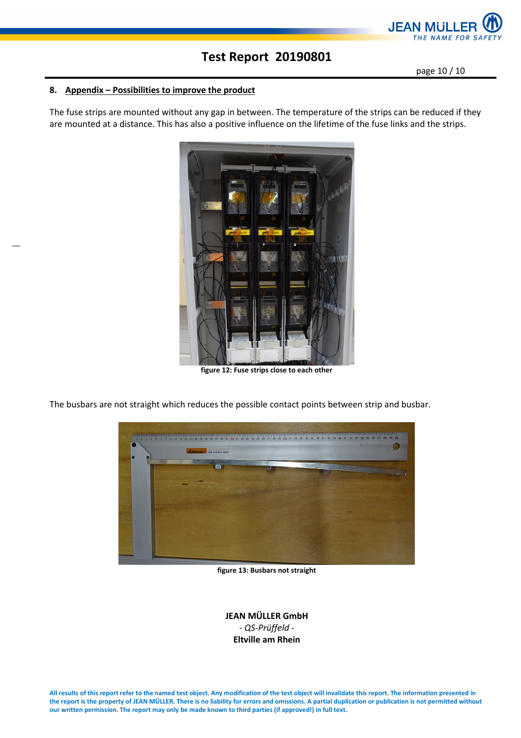## 8. Appendix – Possibilities to improve the product

The fuse strips are mounted without any gap in between. The temperature of the strips can be reduced if they are mounted at a distance. This has also a positive influence on the lifetime of the fuse links and the strips.

**figure 12: Fuse strips close to each other**

The busbars are not straight which reduces the possible contact points between strip and busbar.

**figure 13: Busbars not straight**

**JEAN MÜLLER GmbH**
*- QS-Prüffeld -*
**Eltville am Rhein**

**All results of this report refer to the named test object. Any modification of the test object will invalidate this report. The information presented in the report is the property of JEAN MÜLLER. There is no liability for errors and omissions. A partial duplication or publication is not permitted without our written permission. The report may only be made known to third parties (if approved!) in full text.**